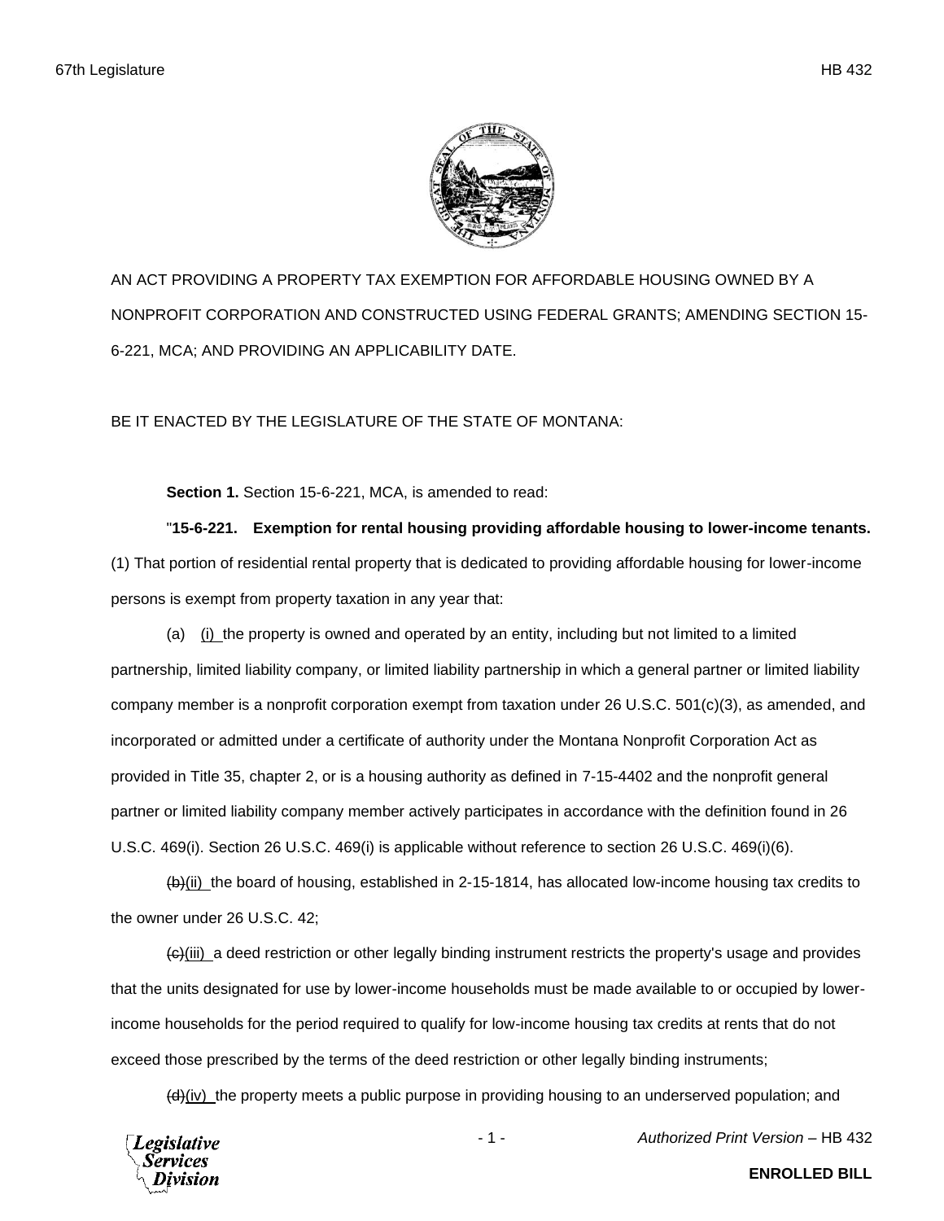AN ACT PROVIDING A PROPERTY TAX EXEMPTION FOR AFFORDABLE HOUSING OWNED BY A NONPROFIT CORPORATION AND CONSTRUCTED USING FEDERAL GRANTS; AMENDING SECTION 15-6-221, MCA; AND PROVIDING AN APPLICABILITY DATE.

BE IT ENACTED BY THE LEGISLATURE OF THE STATE OF MONTANA:

**Section 1.** Section 15-6-221, MCA, is amended to read:

"**15-6-221. Exemption for rental housing providing affordable housing to lower-income tenants.** (1) That portion of residential rental property that is dedicated to providing affordable housing for lower-income persons is exempt from property taxation in any year that:

(a) (i) the property is owned and operated by an entity, including but not limited to a limited partnership, limited liability company, or limited liability partnership in which a general partner or limited liability company member is a nonprofit corporation exempt from taxation under 26 U.S.C. 501(c)(3), as amended, and incorporated or admitted under a certificate of authority under the Montana Nonprofit Corporation Act as provided in Title 35, chapter 2, or is a housing authority as defined in 7-15-4402 and the nonprofit general partner or limited liability company member actively participates in accordance with the definition found in 26 U.S.C. 469(i). Section 26 U.S.C. 469(i) is applicable without reference to section 26 U.S.C. 469(i)(6).

~~(b)~~(ii) the board of housing, established in 2-15-1814, has allocated low-income housing tax credits to the owner under 26 U.S.C. 42;

~~(c)~~(iii) a deed restriction or other legally binding instrument restricts the property's usage and provides that the units designated for use by lower-income households must be made available to or occupied by lower-income households for the period required to qualify for low-income housing tax credits at rents that do not exceed those prescribed by the terms of the deed restriction or other legally binding instruments;

~~(d)~~(iv) the property meets a public purpose in providing housing to an underserved population; and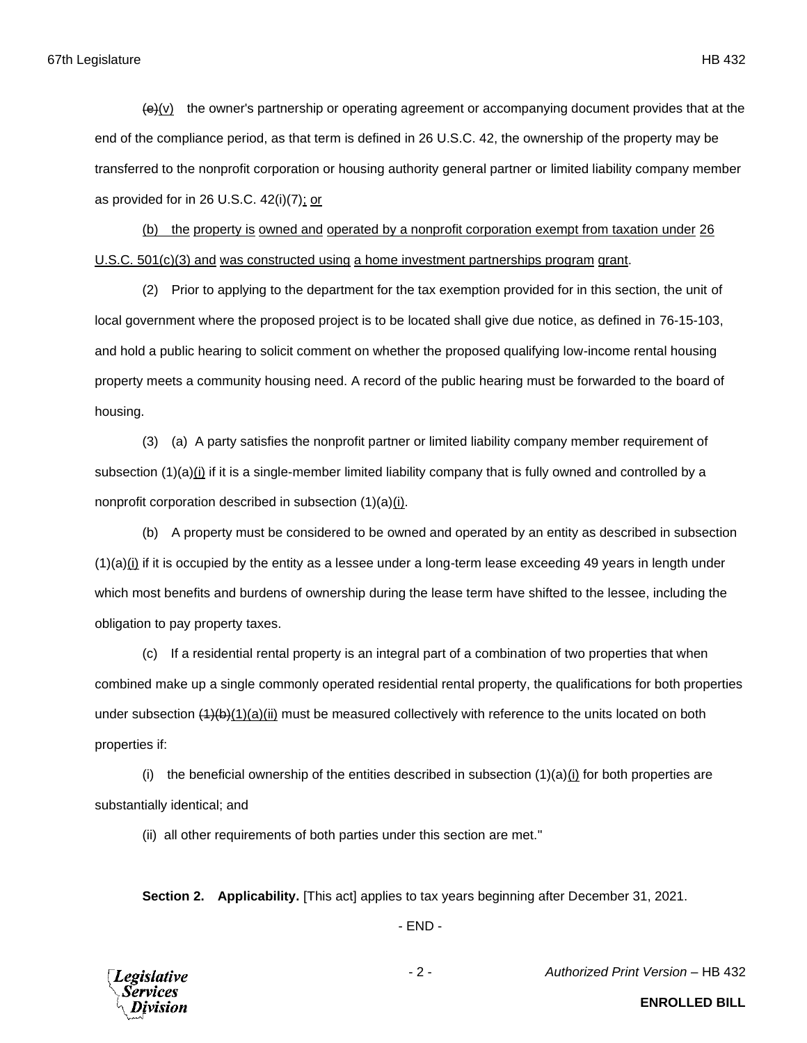~~(e)~~(v) the owner's partnership or operating agreement or accompanying document provides that at the end of the compliance period, as that term is defined in 26 U.S.C. 42, the ownership of the property may be transferred to the nonprofit corporation or housing authority general partner or limited liability company member as provided for in 26 U.S.C. 42(i)(7); or

(b) the property is owned and operated by a nonprofit corporation exempt from taxation under 26 U.S.C. 501(c)(3) and was constructed using a home investment partnerships program grant.

(2) Prior to applying to the department for the tax exemption provided for in this section, the unit of local government where the proposed project is to be located shall give due notice, as defined in 76-15-103, and hold a public hearing to solicit comment on whether the proposed qualifying low-income rental housing property meets a community housing need. A record of the public hearing must be forwarded to the board of housing.

(3) (a) A party satisfies the nonprofit partner or limited liability company member requirement of subsection (1)(a)(i) if it is a single-member limited liability company that is fully owned and controlled by a nonprofit corporation described in subsection (1)(a)(i).

(b) A property must be considered to be owned and operated by an entity as described in subsection (1)(a)(i) if it is occupied by the entity as a lessee under a long-term lease exceeding 49 years in length under which most benefits and burdens of ownership during the lease term have shifted to the lessee, including the obligation to pay property taxes.

(c) If a residential rental property is an integral part of a combination of two properties that when combined make up a single commonly operated residential rental property, the qualifications for both properties under subsection ~~(1)(b)~~(1)(a)(ii) must be measured collectively with reference to the units located on both properties if:

(i) the beneficial ownership of the entities described in subsection (1)(a)(i) for both properties are substantially identical; and

(ii) all other requirements of both parties under this section are met."

**Section 2. Applicability.** [This act] applies to tax years beginning after December 31, 2021.

\- END -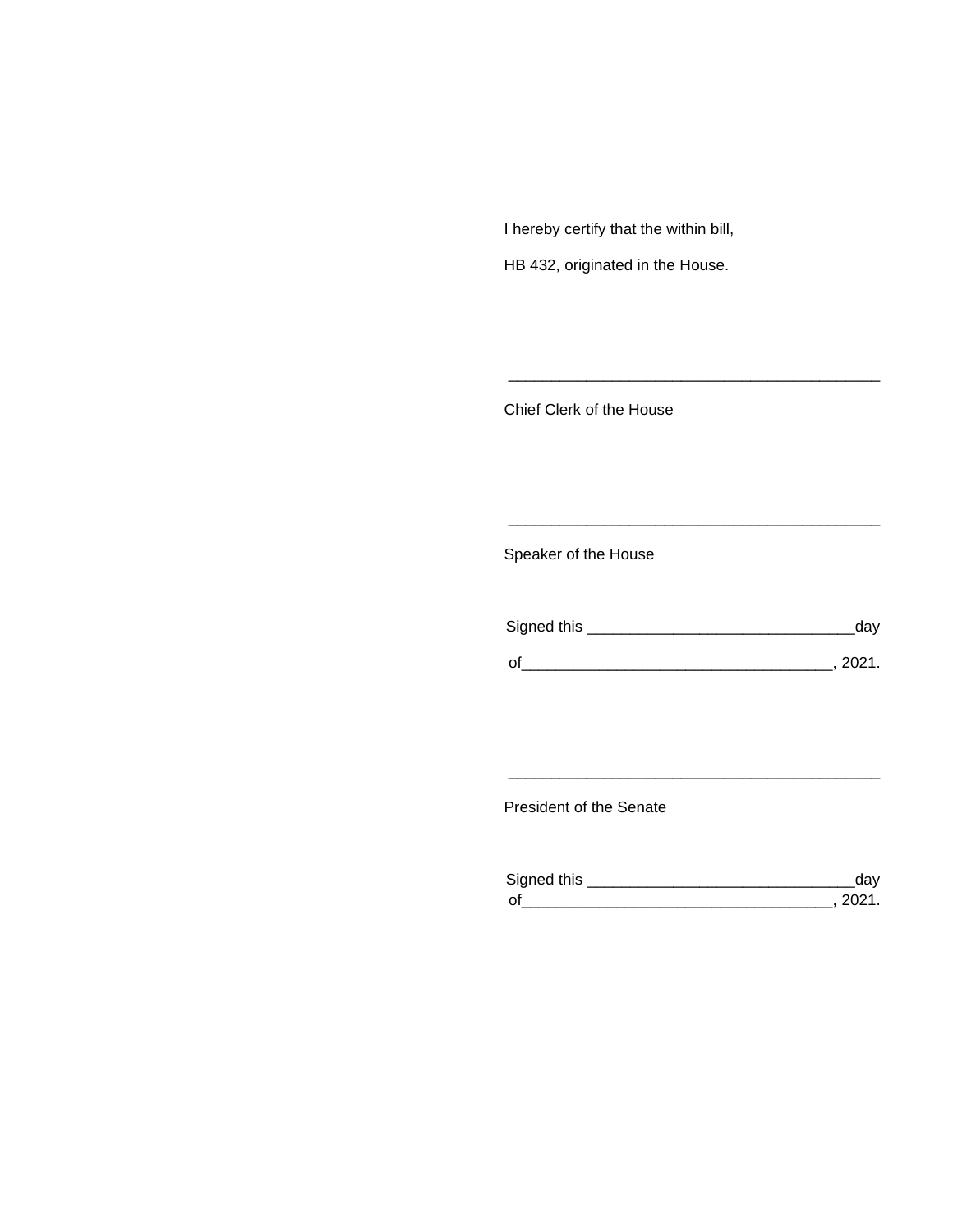I hereby certify that the within bill,

HB 432, originated in the House.

\_\_\_\_\_\_\_\_\_\_\_\_\_\_\_\_\_\_\_\_\_\_\_\_\_\_\_\_\_\_\_\_\_\_\_\_\_\_\_\_\_\_\_\_

Chief Clerk of the House

\_\_\_\_\_\_\_\_\_\_\_\_\_\_\_\_\_\_\_\_\_\_\_\_\_\_\_\_\_\_\_\_\_\_\_\_\_\_\_\_\_\_\_\_

Speaker of the House

Signed this \_\_\_\_\_\_\_\_\_\_\_\_\_\_\_\_\_\_\_\_\_\_\_\_\_\_\_\_\_\_\_day

of\_\_\_\_\_\_\_\_\_\_\_\_\_\_\_\_\_\_\_\_\_\_\_\_\_\_\_\_\_\_\_\_\_\_\_, 2021.

\_\_\_\_\_\_\_\_\_\_\_\_\_\_\_\_\_\_\_\_\_\_\_\_\_\_\_\_\_\_\_\_\_\_\_\_\_\_\_\_\_\_\_\_

President of the Senate

Signed this \_\_\_\_\_\_\_\_\_\_\_\_\_\_\_\_\_\_\_\_\_\_\_\_\_\_\_\_\_\_\_day
of\_\_\_\_\_\_\_\_\_\_\_\_\_\_\_\_\_\_\_\_\_\_\_\_\_\_\_\_\_\_\_\_\_\_\_, 2021.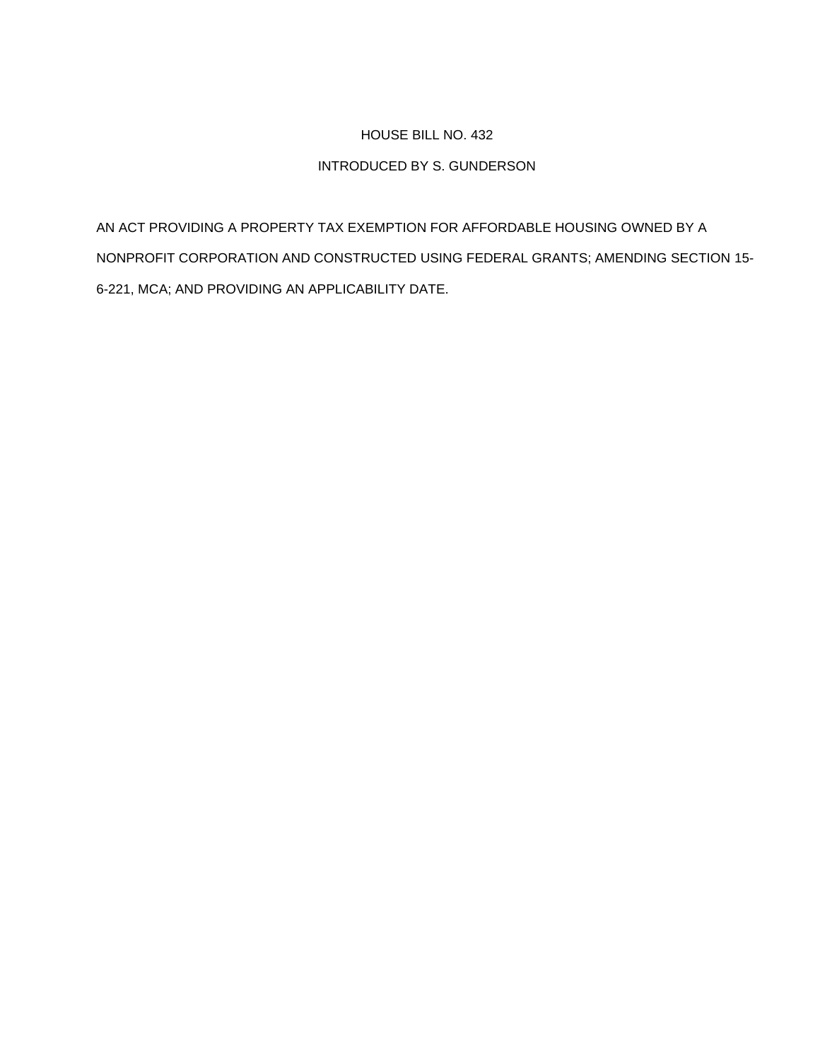HOUSE BILL NO. 432

INTRODUCED BY S. GUNDERSON

AN ACT PROVIDING A PROPERTY TAX EXEMPTION FOR AFFORDABLE HOUSING OWNED BY A NONPROFIT CORPORATION AND CONSTRUCTED USING FEDERAL GRANTS; AMENDING SECTION 15-6-221, MCA; AND PROVIDING AN APPLICABILITY DATE.